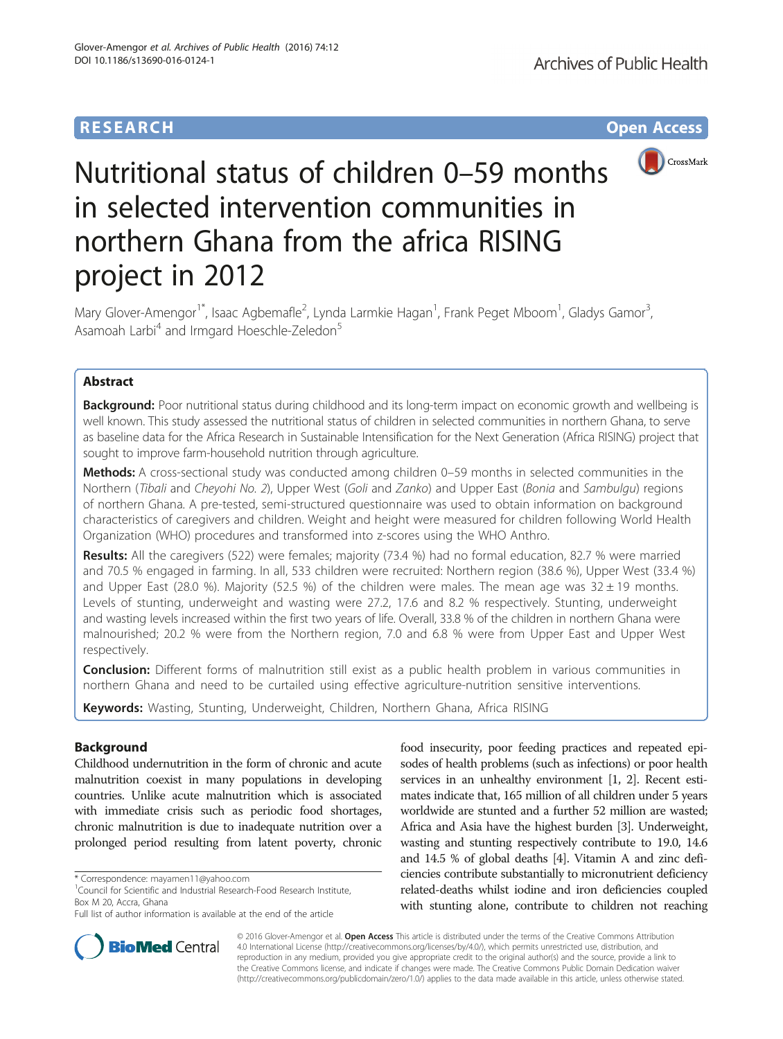**RESEARCH** **Open Access**

# Nutritional status of children 0–59 months in selected intervention communities in northern Ghana from the africa RISING project in 2012

Mary Glover-Amengor[1*], Isaac Agbemafle[2], Lynda Larmkie Hagan[1], Frank Peget Mboom[1], Gladys Gamor[3], Asamoah Larbi[4] and Irmgard Hoeschle-Zeledon[5]

## Abstract

**Background:** Poor nutritional status during childhood and its long-term impact on economic growth and wellbeing is well known. This study assessed the nutritional status of children in selected communities in northern Ghana, to serve as baseline data for the Africa Research in Sustainable Intensification for the Next Generation (Africa RISING) project that sought to improve farm-household nutrition through agriculture.

**Methods:** A cross-sectional study was conducted among children 0–59 months in selected communities in the Northern (*Tibali* and *Cheyohi No. 2*), Upper West (*Goli* and *Zanko*) and Upper East (*Bonia* and *Sambulgu*) regions of northern Ghana. A pre-tested, semi-structured questionnaire was used to obtain information on background characteristics of caregivers and children. Weight and height were measured for children following World Health Organization (WHO) procedures and transformed into z-scores using the WHO Anthro.

**Results:** All the caregivers (522) were females; majority (73.4 %) had no formal education, 82.7 % were married and 70.5 % engaged in farming. In all, 533 children were recruited: Northern region (38.6 %), Upper West (33.4 %) and Upper East (28.0 %). Majority (52.5 %) of the children were males. The mean age was $32 \pm 19$ months. Levels of stunting, underweight and wasting were 27.2, 17.6 and 8.2 % respectively. Stunting, underweight and wasting levels increased within the first two years of life. Overall, 33.8 % of the children in northern Ghana were malnourished; 20.2 % were from the Northern region, 7.0 and 6.8 % were from Upper East and Upper West respectively.

**Conclusion:** Different forms of malnutrition still exist as a public health problem in various communities in northern Ghana and need to be curtailed using effective agriculture-nutrition sensitive interventions.

**Keywords:** Wasting, Stunting, Underweight, Children, Northern Ghana, Africa RISING

## Background

Childhood undernutrition in the form of chronic and acute malnutrition coexist in many populations in developing countries. Unlike acute malnutrition which is associated with immediate crisis such as periodic food shortages, chronic malnutrition is due to inadequate nutrition over a prolonged period resulting from latent poverty, chronic food insecurity, poor feeding practices and repeated episodes of health problems (such as infections) or poor health services in an unhealthy environment [1, 2]. Recent estimates indicate that, 165 million of all children under 5 years worldwide are stunted and a further 52 million are wasted; Africa and Asia have the highest burden [3]. Underweight, wasting and stunting respectively contribute to 19.0, 14.6 and 14.5 % of global deaths [4]. Vitamin A and zinc deficiencies contribute substantially to micronutrient deficiency related-deaths whilst iodine and iron deficiencies coupled with stunting alone, contribute to children not reaching

\* Correspondence: mayamen11@yahoo.com
[1]Council for Scientific and Industrial Research-Food Research Institute, Box M 20, Accra, Ghana
Full list of author information is available at the end of the article

© 2016 Glover-Amengor et al. **Open Access** This article is distributed under the terms of the Creative Commons Attribution 4.0 International License (http://creativecommons.org/licenses/by/4.0/), which permits unrestricted use, distribution, and reproduction in any medium, provided you give appropriate credit to the original author(s) and the source, provide a link to the Creative Commons license, and indicate if changes were made. The Creative Commons Public Domain Dedication waiver (http://creativecommons.org/publicdomain/zero/1.0/) applies to the data made available in this article, unless otherwise stated.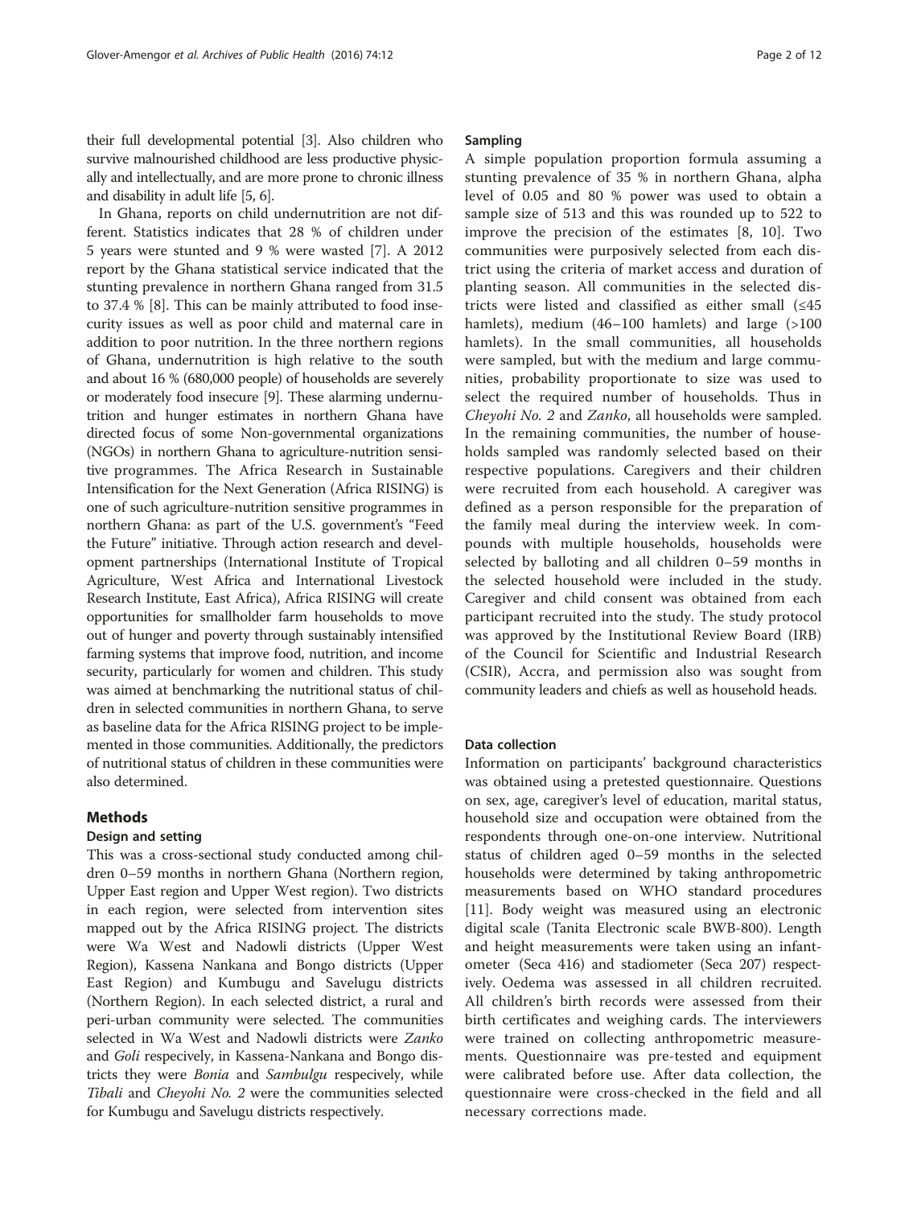their full developmental potential [3]. Also children who survive malnourished childhood are less productive physically and intellectually, and are more prone to chronic illness and disability in adult life [5, 6].

In Ghana, reports on child undernutrition are not different. Statistics indicates that 28 % of children under 5 years were stunted and 9 % were wasted [7]. A 2012 report by the Ghana statistical service indicated that the stunting prevalence in northern Ghana ranged from 31.5 to 37.4 % [8]. This can be mainly attributed to food insecurity issues as well as poor child and maternal care in addition to poor nutrition. In the three northern regions of Ghana, undernutrition is high relative to the south and about 16 % (680,000 people) of households are severely or moderately food insecure [9]. These alarming undernutrition and hunger estimates in northern Ghana have directed focus of some Non-governmental organizations (NGOs) in northern Ghana to agriculture-nutrition sensitive programmes. The Africa Research in Sustainable Intensification for the Next Generation (Africa RISING) is one of such agriculture-nutrition sensitive programmes in northern Ghana: as part of the U.S. government's "Feed the Future" initiative. Through action research and development partnerships (International Institute of Tropical Agriculture, West Africa and International Livestock Research Institute, East Africa), Africa RISING will create opportunities for smallholder farm households to move out of hunger and poverty through sustainably intensified farming systems that improve food, nutrition, and income security, particularly for women and children. This study was aimed at benchmarking the nutritional status of children in selected communities in northern Ghana, to serve as baseline data for the Africa RISING project to be implemented in those communities. Additionally, the predictors of nutritional status of children in these communities were also determined.

## Methods

### Design and setting

This was a cross-sectional study conducted among children 0–59 months in northern Ghana (Northern region, Upper East region and Upper West region). Two districts in each region, were selected from intervention sites mapped out by the Africa RISING project. The districts were Wa West and Nadowli districts (Upper West Region), Kassena Nankana and Bongo districts (Upper East Region) and Kumbugu and Savelugu districts (Northern Region). In each selected district, a rural and peri-urban community were selected. The communities selected in Wa West and Nadowli districts were *Zanko* and *Goli* respecively, in Kassena-Nankana and Bongo districts they were *Bonia* and *Sambulgu* respecively, while *Tibali* and *Cheyohi No. 2* were the communities selected for Kumbugu and Savelugu districts respectively.

### Sampling

A simple population proportion formula assuming a stunting prevalence of 35 % in northern Ghana, alpha level of 0.05 and 80 % power was used to obtain a sample size of 513 and this was rounded up to 522 to improve the precision of the estimates [8, 10]. Two communities were purposively selected from each district using the criteria of market access and duration of planting season. All communities in the selected districts were listed and classified as either small (≤45 hamlets), medium (46–100 hamlets) and large (>100 hamlets). In the small communities, all households were sampled, but with the medium and large communities, probability proportionate to size was used to select the required number of households. Thus in *Cheyohi No. 2* and *Zanko*, all households were sampled. In the remaining communities, the number of households sampled was randomly selected based on their respective populations. Caregivers and their children were recruited from each household. A caregiver was defined as a person responsible for the preparation of the family meal during the interview week. In compounds with multiple households, households were selected by balloting and all children 0–59 months in the selected household were included in the study. Caregiver and child consent was obtained from each participant recruited into the study. The study protocol was approved by the Institutional Review Board (IRB) of the Council for Scientific and Industrial Research (CSIR), Accra, and permission also was sought from community leaders and chiefs as well as household heads.

### Data collection

Information on participants' background characteristics was obtained using a pretested questionnaire. Questions on sex, age, caregiver's level of education, marital status, household size and occupation were obtained from the respondents through one-on-one interview. Nutritional status of children aged 0–59 months in the selected households were determined by taking anthropometric measurements based on WHO standard procedures [11]. Body weight was measured using an electronic digital scale (Tanita Electronic scale BWB-800). Length and height measurements were taken using an infantometer (Seca 416) and stadiometer (Seca 207) respectively. Oedema was assessed in all children recruited. All children's birth records were assessed from their birth certificates and weighing cards. The interviewers were trained on collecting anthropometric measurements. Questionnaire was pre-tested and equipment were calibrated before use. After data collection, the questionnaire were cross-checked in the field and all necessary corrections made.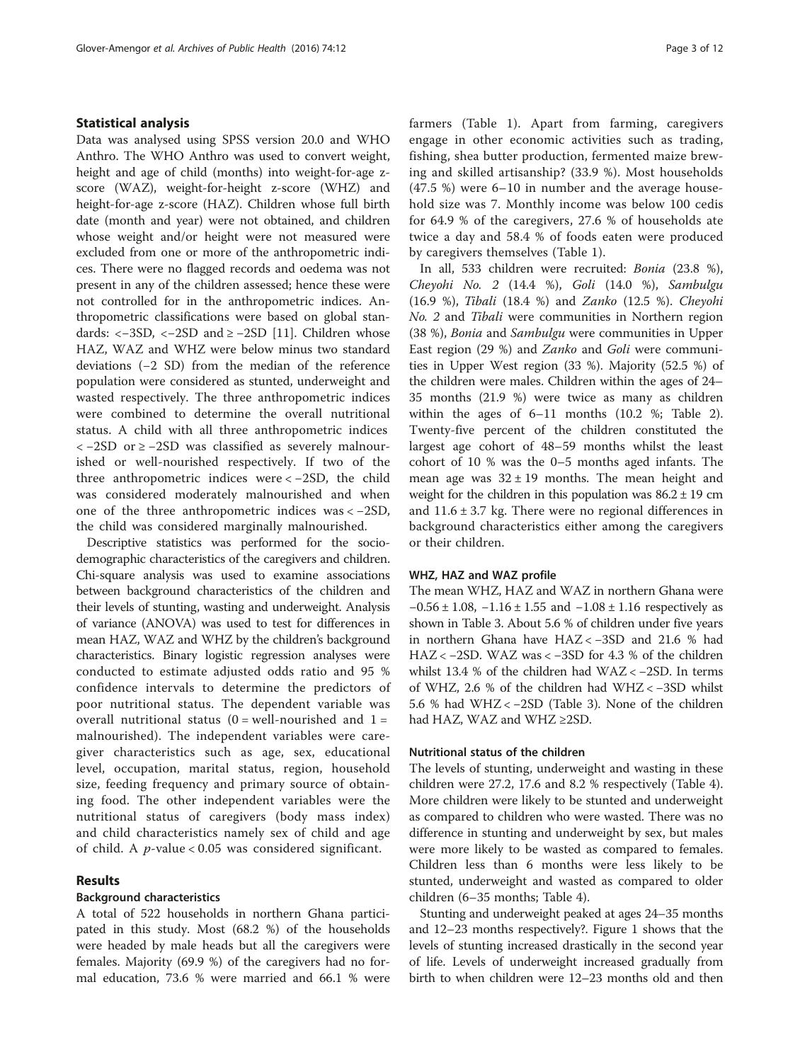### Statistical analysis

Data was analysed using SPSS version 20.0 and WHO Anthro. The WHO Anthro was used to convert weight, height and age of child (months) into weight-for-age z-score (WAZ), weight-for-height z-score (WHZ) and height-for-age z-score (HAZ). Children whose full birth date (month and year) were not obtained, and children whose weight and/or height were not measured were excluded from one or more of the anthropometric indices. There were no flagged records and oedema was not present in any of the children assessed; hence these were not controlled for in the anthropometric indices. Anthropometric classifications were based on global standards: <−3SD, <−2SD and ≥ −2SD [11]. Children whose HAZ, WAZ and WHZ were below minus two standard deviations (−2 SD) from the median of the reference population were considered as stunted, underweight and wasted respectively. The three anthropometric indices were combined to determine the overall nutritional status. A child with all three anthropometric indices < −2SD or ≥ −2SD was classified as severely malnourished or well-nourished respectively. If two of the three anthropometric indices were < −2SD, the child was considered moderately malnourished and when one of the three anthropometric indices was < −2SD, the child was considered marginally malnourished.

Descriptive statistics was performed for the sociodemographic characteristics of the caregivers and children. Chi-square analysis was used to examine associations between background characteristics of the children and their levels of stunting, wasting and underweight. Analysis of variance (ANOVA) was used to test for differences in mean HAZ, WAZ and WHZ by the children's background characteristics. Binary logistic regression analyses were conducted to estimate adjusted odds ratio and 95 % confidence intervals to determine the predictors of poor nutritional status. The dependent variable was overall nutritional status (0 = well-nourished and 1 = malnourished). The independent variables were caregiver characteristics such as age, sex, educational level, occupation, marital status, region, household size, feeding frequency and primary source of obtaining food. The other independent variables were the nutritional status of caregivers (body mass index) and child characteristics namely sex of child and age of child. A $p$-value < 0.05 was considered significant.

## Results

### Background characteristics

A total of 522 households in northern Ghana participated in this study. Most (68.2 %) of the households were headed by male heads but all the caregivers were females. Majority (69.9 %) of the caregivers had no formal education, 73.6 % were married and 66.1 % were farmers (Table 1). Apart from farming, caregivers engage in other economic activities such as trading, fishing, shea butter production, fermented maize brewing and skilled artisanship? (33.9 %). Most households (47.5 %) were 6–10 in number and the average household size was 7. Monthly income was below 100 cedis for 64.9 % of the caregivers, 27.6 % of households ate twice a day and 58.4 % of foods eaten were produced by caregivers themselves (Table 1).

In all, 533 children were recruited: *Bonia* (23.8 %), *Cheyohi No. 2* (14.4 %), *Goli* (14.0 %), *Sambulgu* (16.9 %), *Tibali* (18.4 %) and *Zanko* (12.5 %). *Cheyohi No. 2* and *Tibali* were communities in Northern region (38 %), *Bonia* and *Sambulgu* were communities in Upper East region (29 %) and *Zanko* and *Goli* were communities in Upper West region (33 %). Majority (52.5 %) of the children were males. Children within the ages of 24–35 months (21.9 %) were twice as many as children within the ages of 6–11 months (10.2 %; Table 2). Twenty-five percent of the children constituted the largest age cohort of 48–59 months whilst the least cohort of 10 % was the 0–5 months aged infants. The mean age was 32 ± 19 months. The mean height and weight for the children in this population was 86.2 ± 19 cm and 11.6 ± 3.7 kg. There were no regional differences in background characteristics either among the caregivers or their children.

#### WHZ, HAZ and WAZ profile

The mean WHZ, HAZ and WAZ in northern Ghana were −0.56 ± 1.08, −1.16 ± 1.55 and −1.08 ± 1.16 respectively as shown in Table 3. About 5.6 % of children under five years in northern Ghana have HAZ < −3SD and 21.6 % had HAZ < −2SD. WAZ was < −3SD for 4.3 % of the children whilst 13.4 % of the children had WAZ < −2SD. In terms of WHZ, 2.6 % of the children had WHZ < −3SD whilst 5.6 % had WHZ < −2SD (Table 3). None of the children had HAZ, WAZ and WHZ ≥2SD.

#### Nutritional status of the children

The levels of stunting, underweight and wasting in these children were 27.2, 17.6 and 8.2 % respectively (Table 4). More children were likely to be stunted and underweight as compared to children who were wasted. There was no difference in stunting and underweight by sex, but males were more likely to be wasted as compared to females. Children less than 6 months were less likely to be stunted, underweight and wasted as compared to older children (6–35 months; Table 4).

Stunting and underweight peaked at ages 24–35 months and 12–23 months respectively?. Figure 1 shows that the levels of stunting increased drastically in the second year of life. Levels of underweight increased gradually from birth to when children were 12–23 months old and then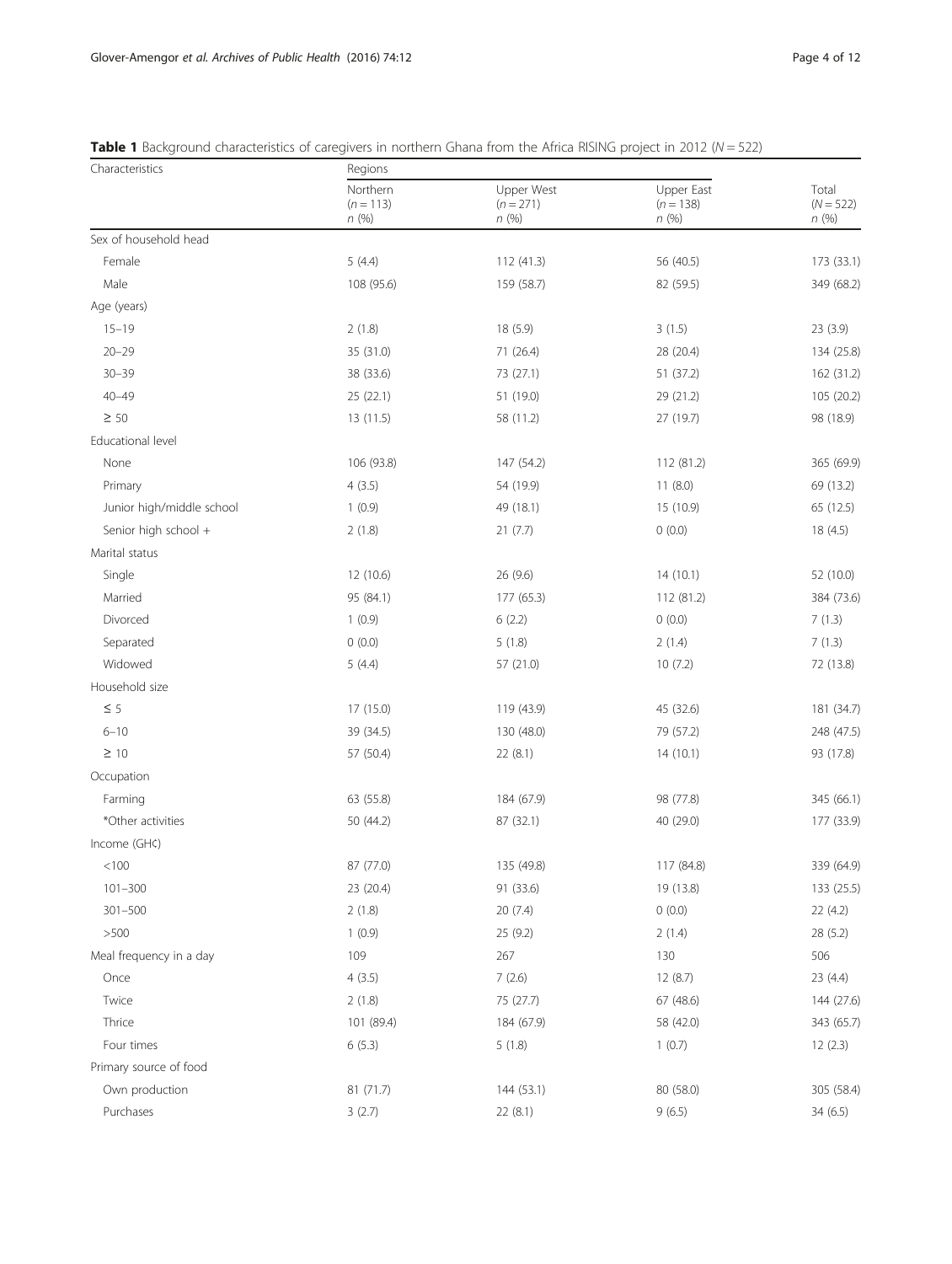**Table 1** Background characteristics of caregivers in northern Ghana from the Africa RISING project in 2012 ($N = 522$)

| Characteristics | Regions | | | |
|---|---|---|---|---|
| | Northern ($n = 113$) n (%) | Upper West ($n = 271$) n (%) | Upper East ($n = 138$) n (%) | Total ($N = 522$) n (%) |
| Sex of household head | | | | |
| Female | 5 (4.4) | 112 (41.3) | 56 (40.5) | 173 (33.1) |
| Male | 108 (95.6) | 159 (58.7) | 82 (59.5) | 349 (68.2) |
| Age (years) | | | | |
| 15–19 | 2 (1.8) | 18 (5.9) | 3 (1.5) | 23 (3.9) |
| 20–29 | 35 (31.0) | 71 (26.4) | 28 (20.4) | 134 (25.8) |
| 30–39 | 38 (33.6) | 73 (27.1) | 51 (37.2) | 162 (31.2) |
| 40–49 | 25 (22.1) | 51 (19.0) | 29 (21.2) | 105 (20.2) |
| ≥ 50 | 13 (11.5) | 58 (11.2) | 27 (19.7) | 98 (18.9) |
| Educational level | | | | |
| None | 106 (93.8) | 147 (54.2) | 112 (81.2) | 365 (69.9) |
| Primary | 4 (3.5) | 54 (19.9) | 11 (8.0) | 69 (13.2) |
| Junior high/middle school | 1 (0.9) | 49 (18.1) | 15 (10.9) | 65 (12.5) |
| Senior high school + | 2 (1.8) | 21 (7.7) | 0 (0.0) | 18 (4.5) |
| Marital status | | | | |
| Single | 12 (10.6) | 26 (9.6) | 14 (10.1) | 52 (10.0) |
| Married | 95 (84.1) | 177 (65.3) | 112 (81.2) | 384 (73.6) |
| Divorced | 1 (0.9) | 6 (2.2) | 0 (0.0) | 7 (1.3) |
| Separated | 0 (0.0) | 5 (1.8) | 2 (1.4) | 7 (1.3) |
| Widowed | 5 (4.4) | 57 (21.0) | 10 (7.2) | 72 (13.8) |
| Household size | | | | |
| ≤ 5 | 17 (15.0) | 119 (43.9) | 45 (32.6) | 181 (34.7) |
| 6–10 | 39 (34.5) | 130 (48.0) | 79 (57.2) | 248 (47.5) |
| ≥ 10 | 57 (50.4) | 22 (8.1) | 14 (10.1) | 93 (17.8) |
| Occupation | | | | |
| Farming | 63 (55.8) | 184 (67.9) | 98 (77.8) | 345 (66.1) |
| *Other activities | 50 (44.2) | 87 (32.1) | 40 (29.0) | 177 (33.9) |
| Income (GH¢) | | | | |
| <100 | 87 (77.0) | 135 (49.8) | 117 (84.8) | 339 (64.9) |
| 101–300 | 23 (20.4) | 91 (33.6) | 19 (13.8) | 133 (25.5) |
| 301–500 | 2 (1.8) | 20 (7.4) | 0 (0.0) | 22 (4.2) |
| >500 | 1 (0.9) | 25 (9.2) | 2 (1.4) | 28 (5.2) |
| Meal frequency in a day | 109 | 267 | 130 | 506 |
| Once | 4 (3.5) | 7 (2.6) | 12 (8.7) | 23 (4.4) |
| Twice | 2 (1.8) | 75 (27.7) | 67 (48.6) | 144 (27.6) |
| Thrice | 101 (89.4) | 184 (67.9) | 58 (42.0) | 343 (65.7) |
| Four times | 6 (5.3) | 5 (1.8) | 1 (0.7) | 12 (2.3) |
| Primary source of food | | | | |
| Own production | 81 (71.7) | 144 (53.1) | 80 (58.0) | 305 (58.4) |
| Purchases | 3 (2.7) | 22 (8.1) | 9 (6.5) | 34 (6.5) |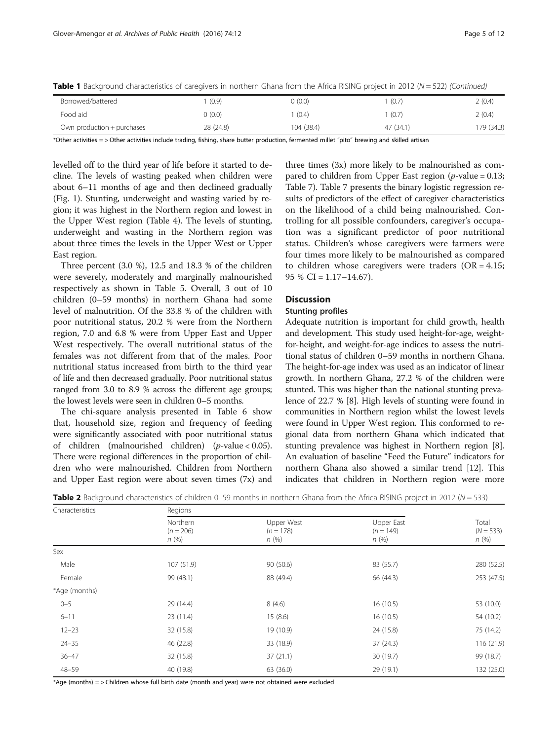**Table 1** Background characteristics of caregivers in northern Ghana from the Africa RISING project in 2012 ($N = 522$) *(Continued)*

| | | | | |
|---|---|---|---|---|
| Borrowed/battered | 1 (0.9) | 0 (0.0) | 1 (0.7) | 2 (0.4) |
| Food aid | 0 (0.0) | 1 (0.4) | 1 (0.7) | 2 (0.4) |
| Own production + purchases | 28 (24.8) | 104 (38.4) | 47 (34.1) | 179 (34.3) |

*Other activities = > Other activities include trading, fishing, share butter production, fermented millet "pito" brewing and skilled artisan

levelled off to the third year of life before it started to decline. The levels of wasting peaked when children were about 6–11 months of age and then declineed gradually (Fig. 1). Stunting, underweight and wasting varied by region; it was highest in the Northern region and lowest in the Upper West region (Table 4). The levels of stunting, underweight and wasting in the Northern region was about three times the levels in the Upper West or Upper East region.

Three percent (3.0 %), 12.5 and 18.3 % of the children were severely, moderately and marginally malnourished respectively as shown in Table 5. Overall, 3 out of 10 children (0–59 months) in northern Ghana had some level of malnutrition. Of the 33.8 % of the children with poor nutritional status, 20.2 % were from the Northern region, 7.0 and 6.8 % were from Upper East and Upper West respectively. The overall nutritional status of the females was not different from that of the males. Poor nutritional status increased from birth to the third year of life and then decreased gradually. Poor nutritional status ranged from 3.0 to 8.9 % across the different age groups; the lowest levels were seen in children 0–5 months.

The chi-square analysis presented in Table 6 show that, household size, region and frequency of feeding were significantly associated with poor nutritional status of children (malnourished children) ($p$-value $< 0.05$). There were regional differences in the proportion of children who were malnourished. Children from Northern and Upper East region were about seven times (7x) and three times (3x) more likely to be malnourished as compared to children from Upper East region ($p$-value = 0.13; Table 7). Table 7 presents the binary logistic regression results of predictors of the effect of caregiver characteristics on the likelihood of a child being malnourished. Controlling for all possible confounders, caregiver's occupation was a significant predictor of poor nutritional status. Children's whose caregivers were farmers were four times more likely to be malnourished as compared to children whose caregivers were traders (OR = 4.15; 95 % CI = 1.17–14.67).

## Discussion

### Stunting profiles

Adequate nutrition is important for child growth, health and development. This study used height-for-age, weight-for-height, and weight-for-age indices to assess the nutritional status of children 0–59 months in northern Ghana. The height-for-age index was used as an indicator of linear growth. In northern Ghana, 27.2 % of the children were stunted. This was higher than the national stunting prevalence of 22.7 % [8]. High levels of stunting were found in communities in Northern region whilst the lowest levels were found in Upper West region. This conformed to regional data from northern Ghana which indicated that stunting prevalence was highest in Northern region [8]. An evaluation of baseline "Feed the Future" indicators for northern Ghana also showed a similar trend [12]. This indicates that children in Northern region were more

**Table 2** Background characteristics of children 0–59 months in northern Ghana from the Africa RISING project in 2012 ($N = 533$)

| Characteristics | Regions | | | |
|---|---|---|---|---|
| | Northern ($n = 206$) n (%) | Upper West ($n = 178$) n (%) | Upper East ($n = 149$) n (%) | Total ($N = 533$) n (%) |
| Sex | | | | |
| Male | 107 (51.9) | 90 (50.6) | 83 (55.7) | 280 (52.5) |
| Female | 99 (48.1) | 88 (49.4) | 66 (44.3) | 253 (47.5) |
| *Age (months) | | | | |
| 0–5 | 29 (14.4) | 8 (4.6) | 16 (10.5) | 53 (10.0) |
| 6–11 | 23 (11.4) | 15 (8.6) | 16 (10.5) | 54 (10.2) |
| 12–23 | 32 (15.8) | 19 (10.9) | 24 (15.8) | 75 (14.2) |
| 24–35 | 46 (22.8) | 33 (18.9) | 37 (24.3) | 116 (21.9) |
| 36–47 | 32 (15.8) | 37 (21.1) | 30 (19.7) | 99 (18.7) |
| 48–59 | 40 (19.8) | 63 (36.0) | 29 (19.1) | 132 (25.0) |

*Age (months) = > Children whose full birth date (month and year) were not obtained were excluded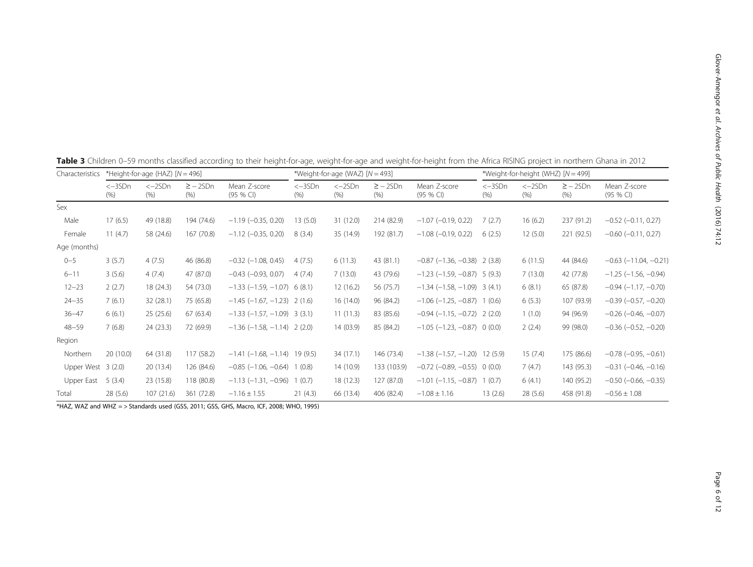**Table 3** Children 0–59 months classified according to their height-for-age, weight-for-age and weight-for-height from the Africa RISING project in northern Ghana in 2012

| Characteristics | *Height-for-age (HAZ) [N = 496] | | | | *Weight-for-age (WAZ) [N = 493] | | | | *Weight-for-height (WHZ) [N = 499] | | | |
|---|---|---|---|---|---|---|---|---|---|---|---|---|
| | <−3SDn (%) | <−2SDn (%) | ≥ − 2SDn (%) | Mean Z-score (95 % CI) | <−3SDn (%) | <−2SDn (%) | ≥ − 2SDn (%) | Mean Z-score (95 % CI) | <−3SDn (%) | <−2SDn (%) | ≥ − 2SDn (%) | Mean Z-score (95 % CI) |
| Sex | | | | | | | | | | | | |
| Male | 17 (6.5) | 49 (18.8) | 194 (74.6) | −1.19 (−0.35, 0.20) | 13 (5.0) | 31 (12.0) | 214 (82.9) | −1.07 (−0.19, 0.22) | 7 (2.7) | 16 (6.2) | 237 (91.2) | −0.52 (−0.11, 0.27) |
| Female | 11 (4.7) | 58 (24.6) | 167 (70.8) | −1.12 (−0.35, 0.20) | 8 (3.4) | 35 (14.9) | 192 (81.7) | −1.08 (−0.19, 0.22) | 6 (2.5) | 12 (5.0) | 221 (92.5) | −0.60 (−0.11, 0.27) |
| Age (months) | | | | | | | | | | | | |
| 0–5 | 3 (5.7) | 4 (7.5) | 46 (86.8) | −0.32 (−1.08, 0.45) | 4 (7.5) | 6 (11.3) | 43 (81.1) | −0.87 (−1.36, −0.38) | 2 (3.8) | 6 (11.5) | 44 (84.6) | −0.63 (−11.04, −0.21) |
| 6–11 | 3 (5.6) | 4 (7.4) | 47 (87.0) | −0.43 (−0.93, 0.07) | 4 (7.4) | 7 (13.0) | 43 (79.6) | −1.23 (−1.59, −0.87) | 5 (9.3) | 7 (13.0) | 42 (77.8) | −1.25 (−1.56, −0.94) |
| 12–23 | 2 (2.7) | 18 (24.3) | 54 (73.0) | −1.33 (−1.59, −1.07) | 6 (8.1) | 12 (16.2) | 56 (75.7) | −1.34 (−1.58, −1.09) | 3 (4.1) | 6 (8.1) | 65 (87.8) | −0.94 (−1.17, −0.70) |
| 24–35 | 7 (6.1) | 32 (28.1) | 75 (65.8) | −1.45 (−1.67, −1.23) | 2 (1.6) | 16 (14.0) | 96 (84.2) | −1.06 (−1.25, −0.87) | 1 (0.6) | 6 (5.3) | 107 (93.9) | −0.39 (−0.57, −0.20) |
| 36–47 | 6 (6.1) | 25 (25.6) | 67 (63.4) | −1.33 (−1.57, −1.09) | 3 (3.1) | 11 (11.3) | 83 (85.6) | −0.94 (−1.15, −0.72) | 2 (2.0) | 1 (1.0) | 94 (96.9) | −0.26 (−0.46, −0.07) |
| 48–59 | 7 (6.8) | 24 (23.3) | 72 (69.9) | −1.36 (−1.58, −1.14) | 2 (2.0) | 14 (03.9) | 85 (84.2) | −1.05 (−1.23, −0.87) | 0 (0.0) | 2 (2.4) | 99 (98.0) | −0.36 (−0.52, −0.20) |
| Region | | | | | | | | | | | | |
| Northern | 20 (10.0) | 64 (31.8) | 117 (58.2) | −1.41 (−1.68, −1.14) | 19 (9.5) | 34 (17.1) | 146 (73.4) | −1.38 (−1.57, −1.20) | 12 (5.9) | 15 (7.4) | 175 (86.6) | −0.78 (−0.95, −0.61) |
| Upper West | 3 (2.0) | 20 (13.4) | 126 (84.6) | −0.85 (−1.06, −0.64) | 1 (0.8) | 14 (10.9) | 133 (103.9) | −0.72 (−0.89, −0.55) | 0 (0.0) | 7 (4.7) | 143 (95.3) | −0.31 (−0.46, −0.16) |
| Upper East | 5 (3.4) | 23 (15.8) | 118 (80.8) | −1.13 (−1.31, −0.96) | 1 (0.7) | 18 (12.3) | 127 (87.0) | −1.01 (−1.15, −0.87) | 1 (0.7) | 6 (4.1) | 140 (95.2) | −0.50 (−0.66, −0.35) |
| Total | 28 (5.6) | 107 (21.6) | 361 (72.8) | −1.16 ± 1.55 | 21 (4.3) | 66 (13.4) | 406 (82.4) | −1.08 ± 1.16 | 13 (2.6) | 28 (5.6) | 458 (91.8) | −0.56 ± 1.08 |

*HAZ, WAZ and WHZ = > Standards used (GSS, 2011; GSS, GHS, Macro, ICF, 2008; WHO, 1995)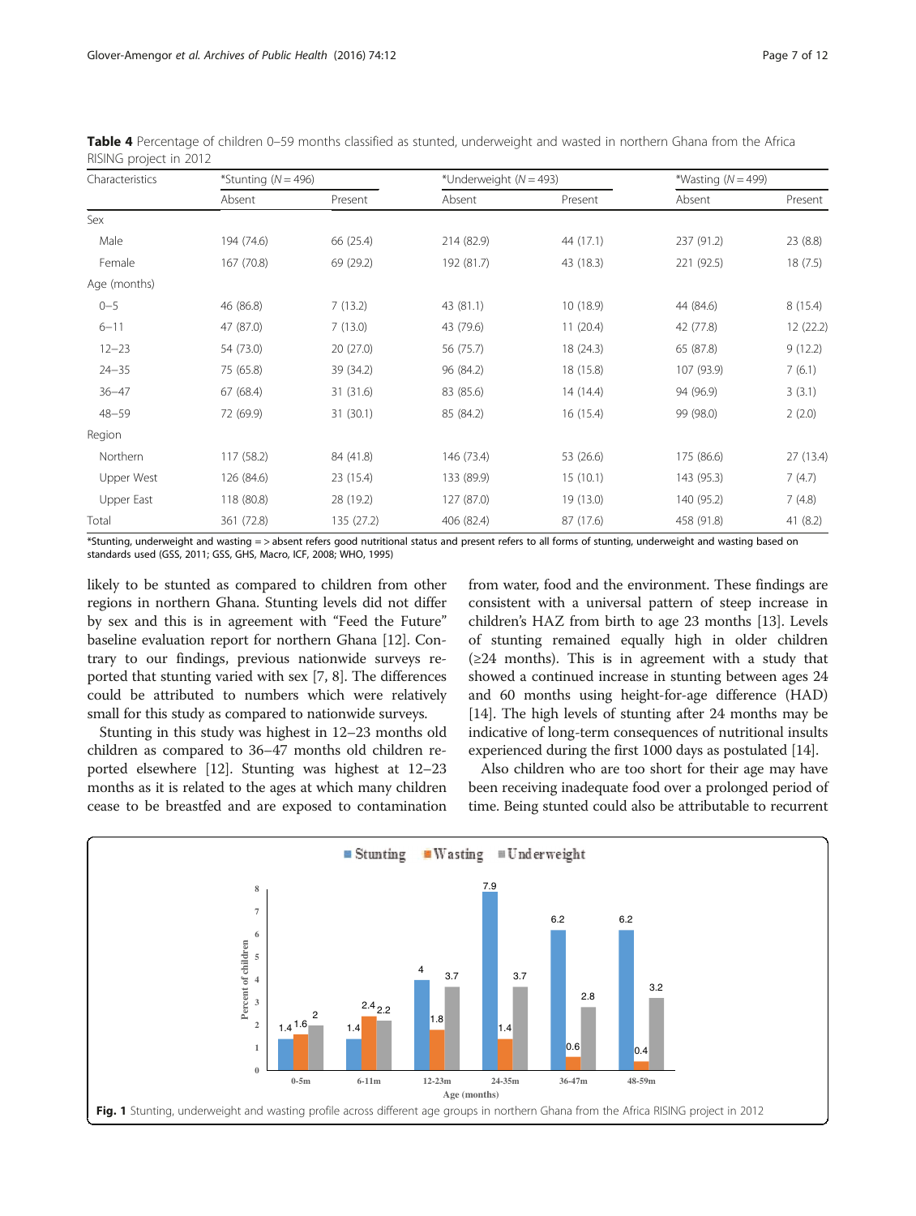**Table 4** Percentage of children 0–59 months classified as stunted, underweight and wasted in northern Ghana from the Africa RISING project in 2012

| Characteristics | *Stunting (N = 496) | | *Underweight (N = 493) | | *Wasting (N = 499) | |
|---|---|---|---|---|---|---|
| | Absent | Present | Absent | Present | Absent | Present |
| Sex | | | | | | |
| Male | 194 (74.6) | 66 (25.4) | 214 (82.9) | 44 (17.1) | 237 (91.2) | 23 (8.8) |
| Female | 167 (70.8) | 69 (29.2) | 192 (81.7) | 43 (18.3) | 221 (92.5) | 18 (7.5) |
| Age (months) | | | | | | |
| 0–5 | 46 (86.8) | 7 (13.2) | 43 (81.1) | 10 (18.9) | 44 (84.6) | 8 (15.4) |
| 6–11 | 47 (87.0) | 7 (13.0) | 43 (79.6) | 11 (20.4) | 42 (77.8) | 12 (22.2) |
| 12–23 | 54 (73.0) | 20 (27.0) | 56 (75.7) | 18 (24.3) | 65 (87.8) | 9 (12.2) |
| 24–35 | 75 (65.8) | 39 (34.2) | 96 (84.2) | 18 (15.8) | 107 (93.9) | 7 (6.1) |
| 36–47 | 67 (68.4) | 31 (31.6) | 83 (85.6) | 14 (14.4) | 94 (96.9) | 3 (3.1) |
| 48–59 | 72 (69.9) | 31 (30.1) | 85 (84.2) | 16 (15.4) | 99 (98.0) | 2 (2.0) |
| Region | | | | | | |
| Northern | 117 (58.2) | 84 (41.8) | 146 (73.4) | 53 (26.6) | 175 (86.6) | 27 (13.4) |
| Upper West | 126 (84.6) | 23 (15.4) | 133 (89.9) | 15 (10.1) | 143 (95.3) | 7 (4.7) |
| Upper East | 118 (80.8) | 28 (19.2) | 127 (87.0) | 19 (13.0) | 140 (95.2) | 7 (4.8) |
| Total | 361 (72.8) | 135 (27.2) | 406 (82.4) | 87 (17.6) | 458 (91.8) | 41 (8.2) |

*Stunting, underweight and wasting = > absent refers good nutritional status and present refers to all forms of stunting, underweight and wasting based on standards used (GSS, 2011; GSS, GHS, Macro, ICF, 2008; WHO, 1995)

likely to be stunted as compared to children from other regions in northern Ghana. Stunting levels did not differ by sex and this is in agreement with "Feed the Future" baseline evaluation report for northern Ghana [12]. Contrary to our findings, previous nationwide surveys reported that stunting varied with sex [7, 8]. The differences could be attributed to numbers which were relatively small for this study as compared to nationwide surveys.

Stunting in this study was highest in 12–23 months old children as compared to 36–47 months old children reported elsewhere [12]. Stunting was highest at 12–23 months as it is related to the ages at which many children cease to be breastfed and are exposed to contamination from water, food and the environment. These findings are consistent with a universal pattern of steep increase in children's HAZ from birth to age 23 months [13]. Levels of stunting remained equally high in older children (≥24 months). This is in agreement with a study that showed a continued increase in stunting between ages 24 and 60 months using height-for-age difference (HAD) [14]. The high levels of stunting after 24 months may be indicative of long-term consequences of nutritional insults experienced during the first 1000 days as postulated [14].

Also children who are too short for their age may have been receiving inadequate food over a prolonged period of time. Being stunted could also be attributable to recurrent

Stunting Wasting Underweight

Percent of children

0 1 2 3 4 5 6 7 8

1.4 1.6 2 1.4 2.4 2.2 4 1.8 3.7 7.9 1.4 3.7 6.2 0.6 2.8 6.2 0.4 3.2

0-5m 6-11m 12-23m 24-35m 36-47m 48-59m

Age (months)

**Fig. 1** Stunting, underweight and wasting profile across different age groups in northern Ghana from the Africa RISING project in 2012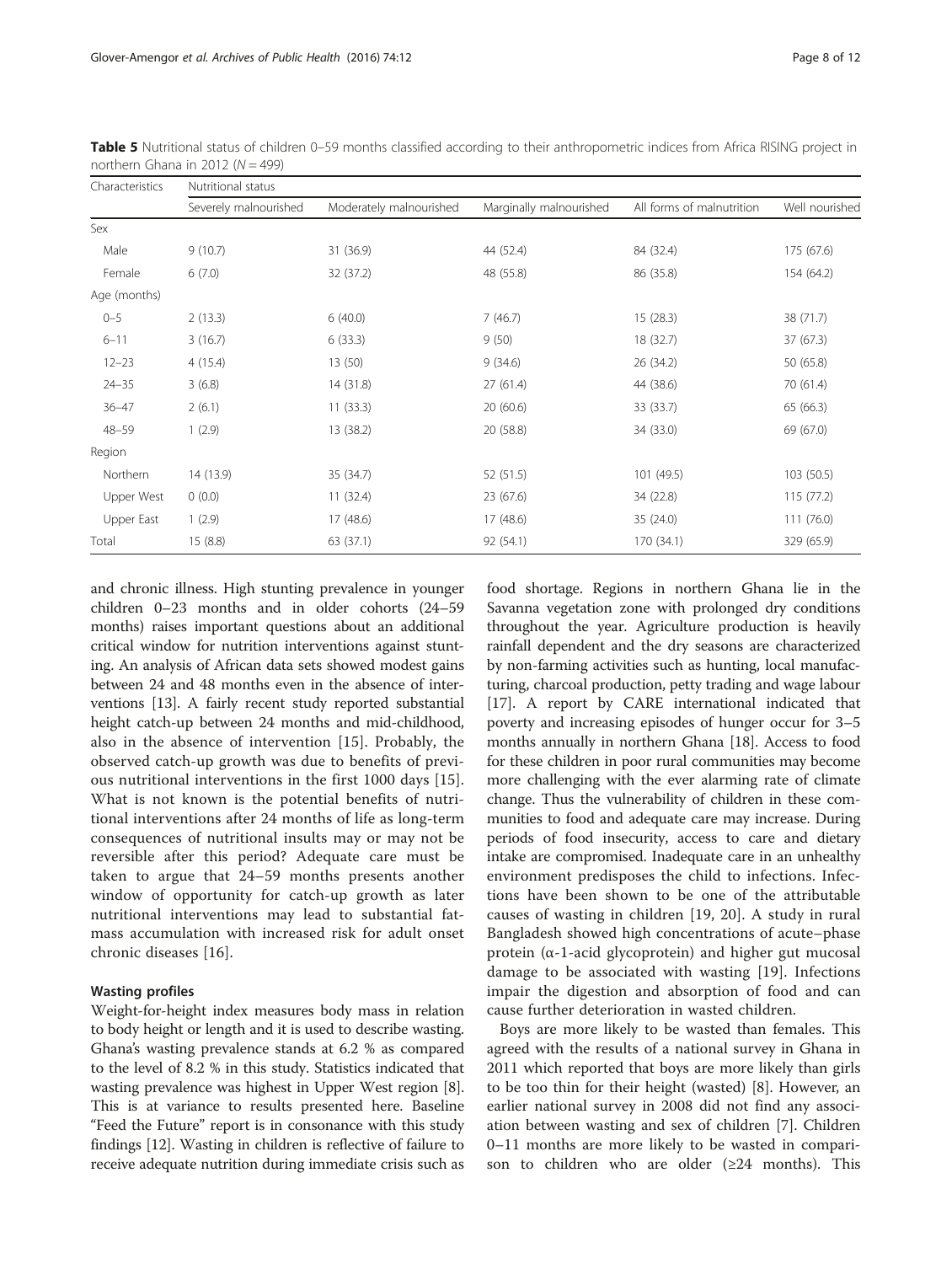**Table 5** Nutritional status of children 0–59 months classified according to their anthropometric indices from Africa RISING project in northern Ghana in 2012 ($N = 499$)

| Characteristics | Nutritional status | | | | |
|---|---|---|---|---|---|
| | Severely malnourished | Moderately malnourished | Marginally malnourished | All forms of malnutrition | Well nourished |
| Sex | | | | | |
| Male | 9 (10.7) | 31 (36.9) | 44 (52.4) | 84 (32.4) | 175 (67.6) |
| Female | 6 (7.0) | 32 (37.2) | 48 (55.8) | 86 (35.8) | 154 (64.2) |
| Age (months) | | | | | |
| 0–5 | 2 (13.3) | 6 (40.0) | 7 (46.7) | 15 (28.3) | 38 (71.7) |
| 6–11 | 3 (16.7) | 6 (33.3) | 9 (50) | 18 (32.7) | 37 (67.3) |
| 12–23 | 4 (15.4) | 13 (50) | 9 (34.6) | 26 (34.2) | 50 (65.8) |
| 24–35 | 3 (6.8) | 14 (31.8) | 27 (61.4) | 44 (38.6) | 70 (61.4) |
| 36–47 | 2 (6.1) | 11 (33.3) | 20 (60.6) | 33 (33.7) | 65 (66.3) |
| 48–59 | 1 (2.9) | 13 (38.2) | 20 (58.8) | 34 (33.0) | 69 (67.0) |
| Region | | | | | |
| Northern | 14 (13.9) | 35 (34.7) | 52 (51.5) | 101 (49.5) | 103 (50.5) |
| Upper West | 0 (0.0) | 11 (32.4) | 23 (67.6) | 34 (22.8) | 115 (77.2) |
| Upper East | 1 (2.9) | 17 (48.6) | 17 (48.6) | 35 (24.0) | 111 (76.0) |
| Total | 15 (8.8) | 63 (37.1) | 92 (54.1) | 170 (34.1) | 329 (65.9) |

and chronic illness. High stunting prevalence in younger children 0–23 months and in older cohorts (24–59 months) raises important questions about an additional critical window for nutrition interventions against stunting. An analysis of African data sets showed modest gains between 24 and 48 months even in the absence of interventions [13]. A fairly recent study reported substantial height catch-up between 24 months and mid-childhood, also in the absence of intervention [15]. Probably, the observed catch-up growth was due to benefits of previous nutritional interventions in the first 1000 days [15]. What is not known is the potential benefits of nutritional interventions after 24 months of life as long-term consequences of nutritional insults may or may not be reversible after this period? Adequate care must be taken to argue that 24–59 months presents another window of opportunity for catch-up growth as later nutritional interventions may lead to substantial fat-mass accumulation with increased risk for adult onset chronic diseases [16].

#### Wasting profiles

Weight-for-height index measures body mass in relation to body height or length and it is used to describe wasting. Ghana's wasting prevalence stands at 6.2 % as compared to the level of 8.2 % in this study. Statistics indicated that wasting prevalence was highest in Upper West region [8]. This is at variance to results presented here. Baseline "Feed the Future" report is in consonance with this study findings [12]. Wasting in children is reflective of failure to receive adequate nutrition during immediate crisis such as food shortage. Regions in northern Ghana lie in the Savanna vegetation zone with prolonged dry conditions throughout the year. Agriculture production is heavily rainfall dependent and the dry seasons are characterized by non-farming activities such as hunting, local manufacturing, charcoal production, petty trading and wage labour [17]. A report by CARE international indicated that poverty and increasing episodes of hunger occur for 3–5 months annually in northern Ghana [18]. Access to food for these children in poor rural communities may become more challenging with the ever alarming rate of climate change. Thus the vulnerability of children in these communities to food and adequate care may increase. During periods of food insecurity, access to care and dietary intake are compromised. Inadequate care in an unhealthy environment predisposes the child to infections. Infections have been shown to be one of the attributable causes of wasting in children [19, 20]. A study in rural Bangladesh showed high concentrations of acute–phase protein (α-1-acid glycoprotein) and higher gut mucosal damage to be associated with wasting [19]. Infections impair the digestion and absorption of food and can cause further deterioration in wasted children.

Boys are more likely to be wasted than females. This agreed with the results of a national survey in Ghana in 2011 which reported that boys are more likely than girls to be too thin for their height (wasted) [8]. However, an earlier national survey in 2008 did not find any association between wasting and sex of children [7]. Children 0–11 months are more likely to be wasted in comparison to children who are older (≥24 months). This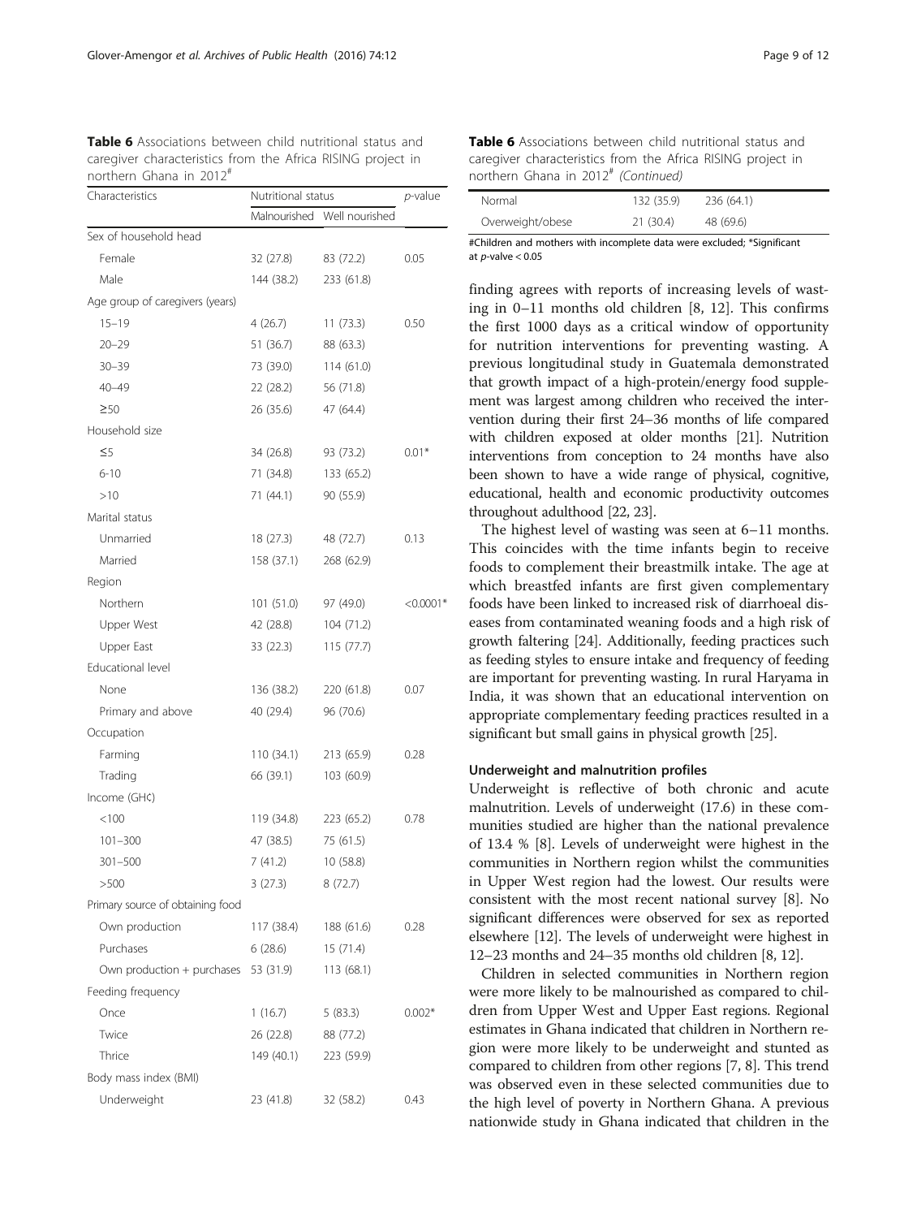**Table 6** Associations between child nutritional status and caregiver characteristics from the Africa RISING project in northern Ghana in 2012#

| Characteristics | Nutritional status | | p-value |
|---|---|---|---|
| | Malnourished | Well nourished | |
| Sex of household head | | | |
| Female | 32 (27.8) | 83 (72.2) | 0.05 |
| Male | 144 (38.2) | 233 (61.8) | |
| Age group of caregivers (years) | | | |
| 15–19 | 4 (26.7) | 11 (73.3) | 0.50 |
| 20–29 | 51 (36.7) | 88 (63.3) | |
| 30–39 | 73 (39.0) | 114 (61.0) | |
| 40–49 | 22 (28.2) | 56 (71.8) | |
| ≥50 | 26 (35.6) | 47 (64.4) | |
| Household size | | | |
| ≤5 | 34 (26.8) | 93 (73.2) | 0.01* |
| 6-10 | 71 (34.8) | 133 (65.2) | |
| >10 | 71 (44.1) | 90 (55.9) | |
| Marital status | | | |
| Unmarried | 18 (27.3) | 48 (72.7) | 0.13 |
| Married | 158 (37.1) | 268 (62.9) | |
| Region | | | |
| Northern | 101 (51.0) | 97 (49.0) | <0.0001* |
| Upper West | 42 (28.8) | 104 (71.2) | |
| Upper East | 33 (22.3) | 115 (77.7) | |
| Educational level | | | |
| None | 136 (38.2) | 220 (61.8) | 0.07 |
| Primary and above | 40 (29.4) | 96 (70.6) | |
| Occupation | | | |
| Farming | 110 (34.1) | 213 (65.9) | 0.28 |
| Trading | 66 (39.1) | 103 (60.9) | |
| Income (GH¢) | | | |
| <100 | 119 (34.8) | 223 (65.2) | 0.78 |
| 101–300 | 47 (38.5) | 75 (61.5) | |
| 301–500 | 7 (41.2) | 10 (58.8) | |
| >500 | 3 (27.3) | 8 (72.7) | |
| Primary source of obtaining food | | | |
| Own production | 117 (38.4) | 188 (61.6) | 0.28 |
| Purchases | 6 (28.6) | 15 (71.4) | |
| Own production + purchases | 53 (31.9) | 113 (68.1) | |
| Feeding frequency | | | |
| Once | 1 (16.7) | 5 (83.3) | 0.002* |
| Twice | 26 (22.8) | 88 (77.2) | |
| Thrice | 149 (40.1) | 223 (59.9) | |
| Body mass index (BMI) | | | |
| Underweight | 23 (41.8) | 32 (58.2) | 0.43 |
| Normal | 132 (35.9) | 236 (64.1) | |
| Overweight/obese | 21 (30.4) | 48 (69.6) | |

#Children and mothers with incomplete data were excluded; *Significant at p-valve < 0.05

finding agrees with reports of increasing levels of wasting in 0–11 months old children [8, 12]. This confirms the first 1000 days as a critical window of opportunity for nutrition interventions for preventing wasting. A previous longitudinal study in Guatemala demonstrated that growth impact of a high-protein/energy food supplement was largest among children who received the intervention during their first 24–36 months of life compared with children exposed at older months [21]. Nutrition interventions from conception to 24 months have also been shown to have a wide range of physical, cognitive, educational, health and economic productivity outcomes throughout adulthood [22, 23].

The highest level of wasting was seen at 6–11 months. This coincides with the time infants begin to receive foods to complement their breastmilk intake. The age at which breastfed infants are first given complementary foods have been linked to increased risk of diarrhoeal diseases from contaminated weaning foods and a high risk of growth faltering [24]. Additionally, feeding practices such as feeding styles to ensure intake and frequency of feeding are important for preventing wasting. In rural Haryama in India, it was shown that an educational intervention on appropriate complementary feeding practices resulted in a significant but small gains in physical growth [25].

### Underweight and malnutrition profiles

Underweight is reflective of both chronic and acute malnutrition. Levels of underweight (17.6) in these communities studied are higher than the national prevalence of 13.4 % [8]. Levels of underweight were highest in the communities in Northern region whilst the communities in Upper West region had the lowest. Our results were consistent with the most recent national survey [8]. No significant differences were observed for sex as reported elsewhere [12]. The levels of underweight were highest in 12–23 months and 24–35 months old children [8, 12].

Children in selected communities in Northern region were more likely to be malnourished as compared to children from Upper West and Upper East regions. Regional estimates in Ghana indicated that children in Northern region were more likely to be underweight and stunted as compared to children from other regions [7, 8]. This trend was observed even in these selected communities due to the high level of poverty in Northern Ghana. A previous nationwide study in Ghana indicated that children in the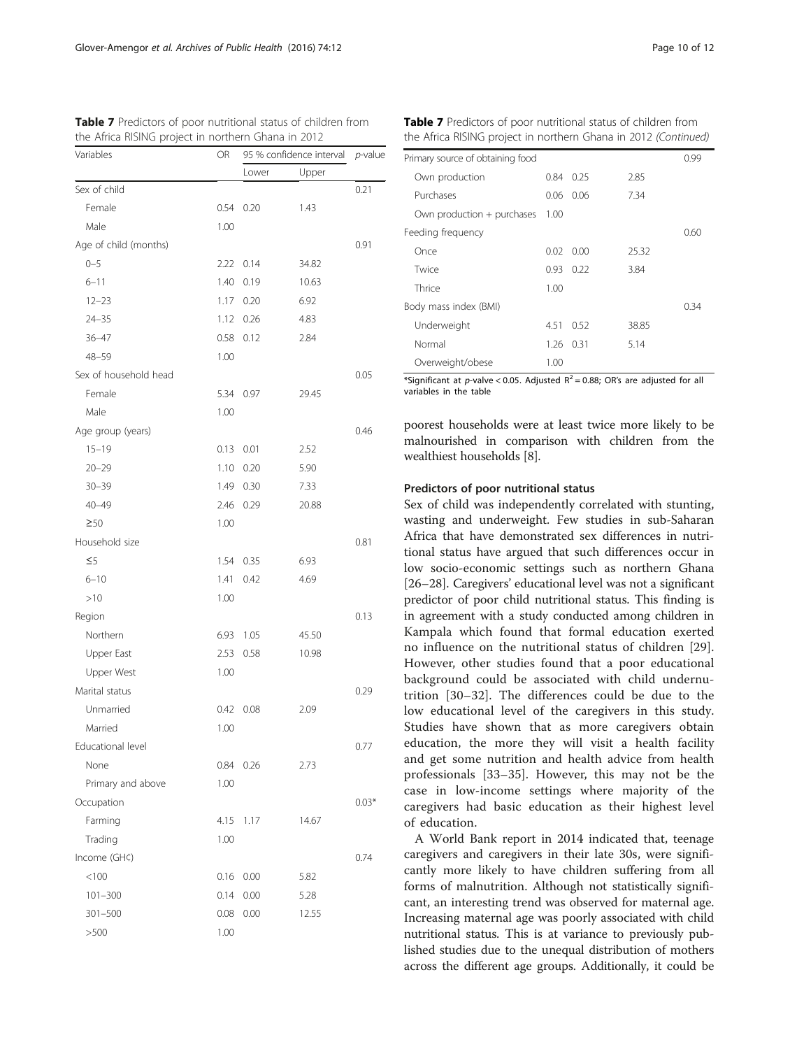**Table 7** Predictors of poor nutritional status of children from the Africa RISING project in northern Ghana in 2012

| Variables | OR | 95 % confidence interval | | *p*-value |
|---|---|---|---|---|
| | | Lower | Upper | |
| Sex of child | | | | 0.21 |
| Female | 0.54 | 0.20 | 1.43 | |
| Male | 1.00 | | | |
| Age of child (months) | | | | 0.91 |
| 0–5 | 2.22 | 0.14 | 34.82 | |
| 6–11 | 1.40 | 0.19 | 10.63 | |
| 12–23 | 1.17 | 0.20 | 6.92 | |
| 24–35 | 1.12 | 0.26 | 4.83 | |
| 36–47 | 0.58 | 0.12 | 2.84 | |
| 48–59 | 1.00 | | | |
| Sex of household head | | | | 0.05 |
| Female | 5.34 | 0.97 | 29.45 | |
| Male | 1.00 | | | |
| Age group (years) | | | | 0.46 |
| 15–19 | 0.13 | 0.01 | 2.52 | |
| 20–29 | 1.10 | 0.20 | 5.90 | |
| 30–39 | 1.49 | 0.30 | 7.33 | |
| 40–49 | 2.46 | 0.29 | 20.88 | |
| ≥50 | 1.00 | | | |
| Household size | | | | 0.81 |
| ≤5 | 1.54 | 0.35 | 6.93 | |
| 6–10 | 1.41 | 0.42 | 4.69 | |
| >10 | 1.00 | | | |
| Region | | | | 0.13 |
| Northern | 6.93 | 1.05 | 45.50 | |
| Upper East | 2.53 | 0.58 | 10.98 | |
| Upper West | 1.00 | | | |
| Marital status | | | | 0.29 |
| Unmarried | 0.42 | 0.08 | 2.09 | |
| Married | 1.00 | | | |
| Educational level | | | | 0.77 |
| None | 0.84 | 0.26 | 2.73 | |
| Primary and above | 1.00 | | | |
| Occupation | | | | 0.03* |
| Farming | 4.15 | 1.17 | 14.67 | |
| Trading | 1.00 | | | |
| Income (GH¢) | | | | 0.74 |
| <100 | 0.16 | 0.00 | 5.82 | |
| 101–300 | 0.14 | 0.00 | 5.28 | |
| 301–500 | 0.08 | 0.00 | 12.55 | |
| >500 | 1.00 | | | |
| Primary source of obtaining food | | | | 0.99 |
| Own production | 0.84 | 0.25 | 2.85 | |
| Purchases | 0.06 | 0.06 | 7.34 | |
| Own production + purchases | 1.00 | | | |
| Feeding frequency | | | | 0.60 |
| Once | 0.02 | 0.00 | 25.32 | |
| Twice | 0.93 | 0.22 | 3.84 | |
| Thrice | 1.00 | | | |
| Body mass index (BMI) | | | | 0.34 |
| Underweight | 4.51 | 0.52 | 38.85 | |
| Normal | 1.26 | 0.31 | 5.14 | |
| Overweight/obese | 1.00 | | | |

*Significant at *p*-valve < 0.05. Adjusted $R^2 = 0.88$; OR's are adjusted for all variables in the table

poorest households were at least twice more likely to be malnourished in comparison with children from the wealthiest households [8].

### Predictors of poor nutritional status

Sex of child was independently correlated with stunting, wasting and underweight. Few studies in sub-Saharan Africa that have demonstrated sex differences in nutritional status have argued that such differences occur in low socio-economic settings such as northern Ghana [26–28]. Caregivers' educational level was not a significant predictor of poor child nutritional status. This finding is in agreement with a study conducted among children in Kampala which found that formal education exerted no influence on the nutritional status of children [29]. However, other studies found that a poor educational background could be associated with child undernutrition [30–32]. The differences could be due to the low educational level of the caregivers in this study. Studies have shown that as more caregivers obtain education, the more they will visit a health facility and get some nutrition and health advice from health professionals [33–35]. However, this may not be the case in low-income settings where majority of the caregivers had basic education as their highest level of education.

A World Bank report in 2014 indicated that, teenage caregivers and caregivers in their late 30s, were significantly more likely to have children suffering from all forms of malnutrition. Although not statistically significant, an interesting trend was observed for maternal age. Increasing maternal age was poorly associated with child nutritional status. This is at variance to previously published studies due to the unequal distribution of mothers across the different age groups. Additionally, it could be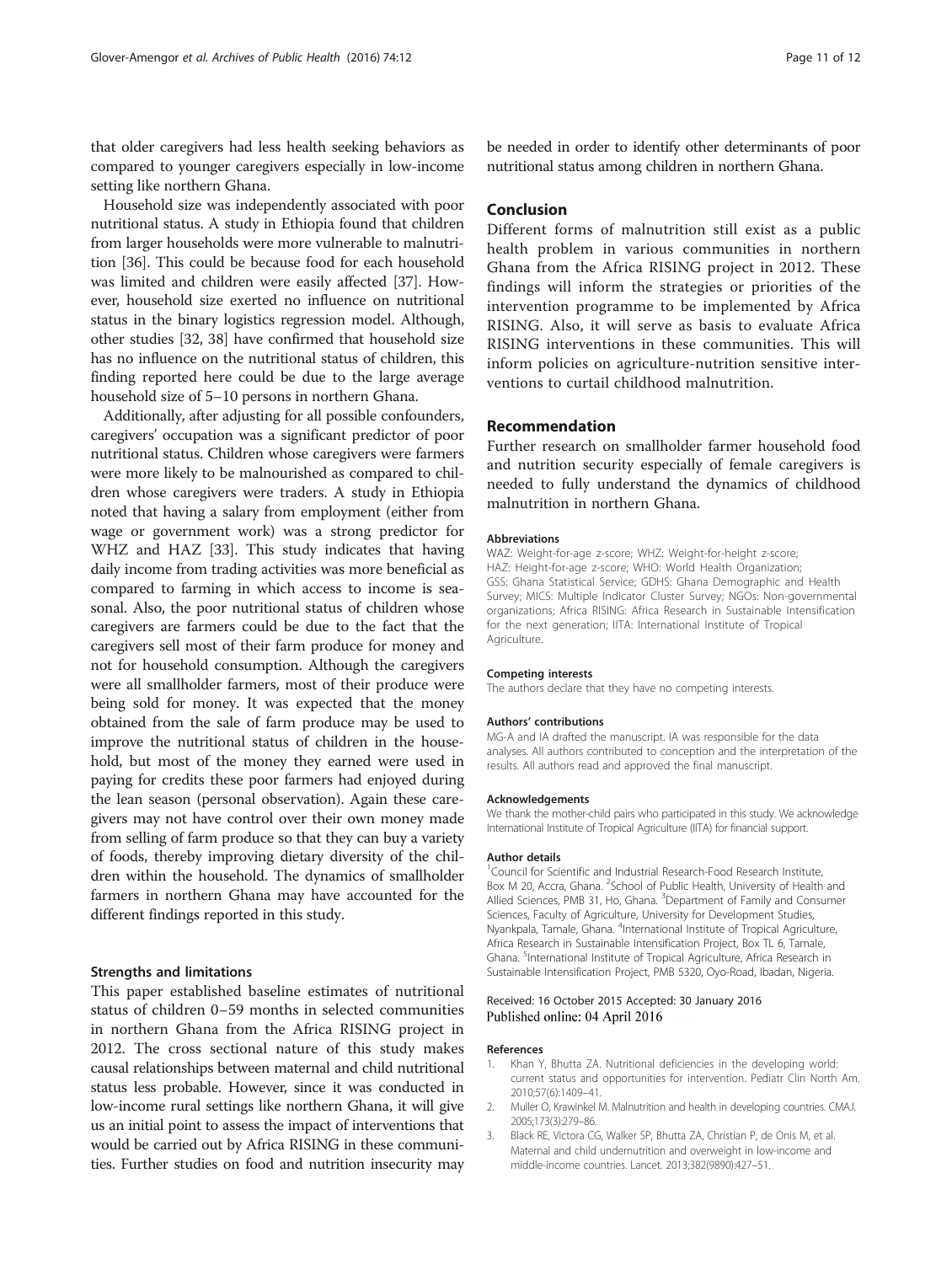that older caregivers had less health seeking behaviors as compared to younger caregivers especially in low-income setting like northern Ghana.

Household size was independently associated with poor nutritional status. A study in Ethiopia found that children from larger households were more vulnerable to malnutrition [36]. This could be because food for each household was limited and children were easily affected [37]. However, household size exerted no influence on nutritional status in the binary logistics regression model. Although, other studies [32, 38] have confirmed that household size has no influence on the nutritional status of children, this finding reported here could be due to the large average household size of 5–10 persons in northern Ghana.

Additionally, after adjusting for all possible confounders, caregivers' occupation was a significant predictor of poor nutritional status. Children whose caregivers were farmers were more likely to be malnourished as compared to children whose caregivers were traders. A study in Ethiopia noted that having a salary from employment (either from wage or government work) was a strong predictor for WHZ and HAZ [33]. This study indicates that having daily income from trading activities was more beneficial as compared to farming in which access to income is seasonal. Also, the poor nutritional status of children whose caregivers are farmers could be due to the fact that the caregivers sell most of their farm produce for money and not for household consumption. Although the caregivers were all smallholder farmers, most of their produce were being sold for money. It was expected that the money obtained from the sale of farm produce may be used to improve the nutritional status of children in the household, but most of the money they earned were used in paying for credits these poor farmers had enjoyed during the lean season (personal observation). Again these caregivers may not have control over their own money made from selling of farm produce so that they can buy a variety of foods, thereby improving dietary diversity of the children within the household. The dynamics of smallholder farmers in northern Ghana may have accounted for the different findings reported in this study.

### Strengths and limitations

This paper established baseline estimates of nutritional status of children 0–59 months in selected communities in northern Ghana from the Africa RISING project in 2012. The cross sectional nature of this study makes causal relationships between maternal and child nutritional status less probable. However, since it was conducted in low-income rural settings like northern Ghana, it will give us an initial point to assess the impact of interventions that would be carried out by Africa RISING in these communities. Further studies on food and nutrition insecurity may be needed in order to identify other determinants of poor nutritional status among children in northern Ghana.

## Conclusion

Different forms of malnutrition still exist as a public health problem in various communities in northern Ghana from the Africa RISING project in 2012. These findings will inform the strategies or priorities of the intervention programme to be implemented by Africa RISING. Also, it will serve as basis to evaluate Africa RISING interventions in these communities. This will inform policies on agriculture-nutrition sensitive interventions to curtail childhood malnutrition.

## Recommendation

Further research on smallholder farmer household food and nutrition security especially of female caregivers is needed to fully understand the dynamics of childhood malnutrition in northern Ghana.

#### Abbreviations

WAZ: Weight-for-age z-score; WHZ: Weight-for-height z-score; HAZ: Height-for-age z-score; WHO: World Health Organization; GSS: Ghana Statistical Service; GDHS: Ghana Demographic and Health Survey; MICS: Multiple Indicator Cluster Survey; NGOs: Non-governmental organizations; Africa RISING: Africa Research in Sustainable Intensification for the next generation; IITA: International Institute of Tropical Agriculture.

#### Competing interests

The authors declare that they have no competing interests.

#### Authors' contributions

MG-A and IA drafted the manuscript. IA was responsible for the data analyses. All authors contributed to conception and the interpretation of the results. All authors read and approved the final manuscript.

#### Acknowledgements

We thank the mother-child pairs who participated in this study. We acknowledge International Institute of Tropical Agriculture (IITA) for financial support.

#### Author details

[1]Council for Scientific and Industrial Research-Food Research Institute, Box M 20, Accra, Ghana. [2]School of Public Health, University of Health and Allied Sciences, PMB 31, Ho, Ghana. [3]Department of Family and Consumer Sciences, Faculty of Agriculture, University for Development Studies, Nyankpala, Tamale, Ghana. [4]International Institute of Tropical Agriculture, Africa Research in Sustainable Intensification Project, Box TL 6, Tamale, Ghana. [5]International Institute of Tropical Agriculture, Africa Research in Sustainable Intensification Project, PMB 5320, Oyo-Road, Ibadan, Nigeria.

Received: 16 October 2015 Accepted: 30 January 2016
Published online: 04 April 2016

#### References

1. Khan Y, Bhutta ZA. Nutritional deficiencies in the developing world: current status and opportunities for intervention. Pediatr Clin North Am. 2010;57(6):1409–41.
2. Muller O, Krawinkel M. Malnutrition and health in developing countries. CMAJ. 2005;173(3):279–86.
3. Black RE, Victora CG, Walker SP, Bhutta ZA, Christian P, de Onis M, et al. Maternal and child undernutrition and overweight in low-income and middle-income countries. Lancet. 2013;382(9890):427–51.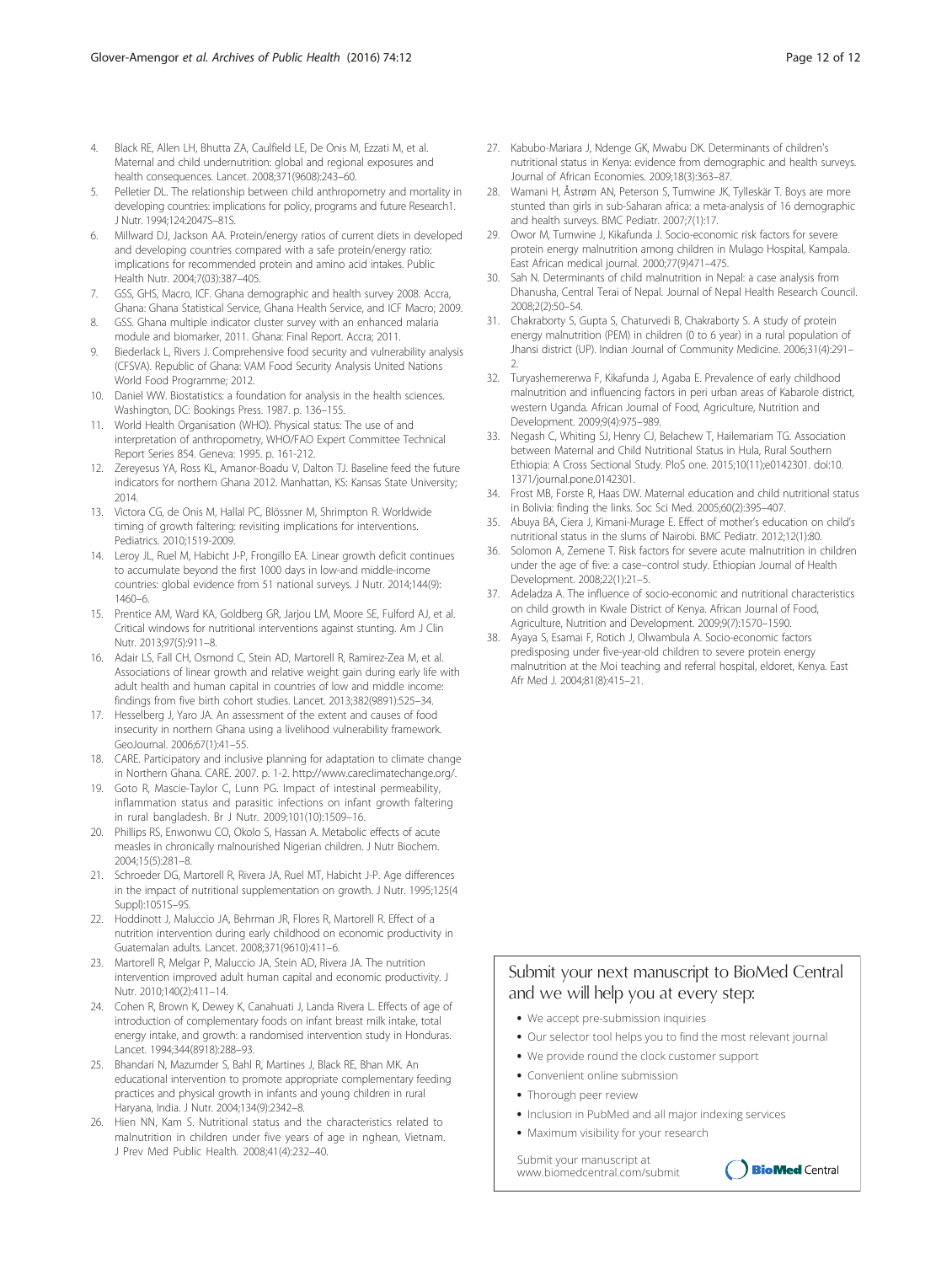4. Black RE, Allen LH, Bhutta ZA, Caulfield LE, De Onis M, Ezzati M, et al. Maternal and child undernutrition: global and regional exposures and health consequences. Lancet. 2008;371(9608):243–60.
5. Pelletier DL. The relationship between child anthropometry and mortality in developing countries: implications for policy, programs and future Research1. J Nutr. 1994;124:2047S–81S.
6. Millward DJ, Jackson AA. Protein/energy ratios of current diets in developed and developing countries compared with a safe protein/energy ratio: implications for recommended protein and amino acid intakes. Public Health Nutr. 2004;7(03):387–405.
7. GSS, GHS, Macro, ICF. Ghana demographic and health survey 2008. Accra, Ghana: Ghana Statistical Service, Ghana Health Service, and ICF Macro; 2009.
8. GSS. Ghana multiple indicator cluster survey with an enhanced malaria module and biomarker, 2011. Ghana: Final Report. Accra; 2011.
9. Biederlack L, Rivers J. Comprehensive food security and vulnerability analysis (CFSVA). Republic of Ghana: VAM Food Security Analysis United Nations World Food Programme; 2012.
10. Daniel WW. Biostatistics: a foundation for analysis in the health sciences. Washington, DC: Bookings Press. 1987. p. 136–155.
11. World Health Organisation (WHO). Physical status: The use of and interpretation of anthropometry, WHO/FAO Expert Committee Technical Report Series 854. Geneva: 1995. p. 161-212.
12. Zereyesus YA, Ross KL, Amanor-Boadu V, Dalton TJ. Baseline feed the future indicators for northern Ghana 2012. Manhattan, KS: Kansas State University; 2014.
13. Victora CG, de Onis M, Hallal PC, Blössner M, Shrimpton R. Worldwide timing of growth faltering: revisiting implications for interventions. Pediatrics. 2010;1519-2009.
14. Leroy JL, Ruel M, Habicht J-P, Frongillo EA. Linear growth deficit continues to accumulate beyond the first 1000 days in low-and middle-income countries: global evidence from 51 national surveys. J Nutr. 2014;144(9): 1460–6.
15. Prentice AM, Ward KA, Goldberg GR, Jarjou LM, Moore SE, Fulford AJ, et al. Critical windows for nutritional interventions against stunting. Am J Clin Nutr. 2013;97(5):911–8.
16. Adair LS, Fall CH, Osmond C, Stein AD, Martorell R, Ramirez-Zea M, et al. Associations of linear growth and relative weight gain during early life with adult health and human capital in countries of low and middle income: findings from five birth cohort studies. Lancet. 2013;382(9891):525–34.
17. Hesselberg J, Yaro JA. An assessment of the extent and causes of food insecurity in northern Ghana using a livelihood vulnerability framework. GeoJournal. 2006;67(1):41–55.
18. CARE. Participatory and inclusive planning for adaptation to climate change in Northern Ghana. CARE. 2007. p. 1-2. http://www.careclimatechange.org/.
19. Goto R, Mascie-Taylor C, Lunn PG. Impact of intestinal permeability, inflammation status and parasitic infections on infant growth faltering in rural bangladesh. Br J Nutr. 2009;101(10):1509–16.
20. Phillips RS, Enwonwu CO, Okolo S, Hassan A. Metabolic effects of acute measles in chronically malnourished Nigerian children. J Nutr Biochem. 2004;15(5):281–8.
21. Schroeder DG, Martorell R, Rivera JA, Ruel MT, Habicht J-P. Age differences in the impact of nutritional supplementation on growth. J Nutr. 1995;125(4 Suppl):1051S–9S.
22. Hoddinott J, Maluccio JA, Behrman JR, Flores R, Martorell R. Effect of a nutrition intervention during early childhood on economic productivity in Guatemalan adults. Lancet. 2008;371(9610):411–6.
23. Martorell R, Melgar P, Maluccio JA, Stein AD, Rivera JA. The nutrition intervention improved adult human capital and economic productivity. J Nutr. 2010;140(2):411–14.
24. Cohen R, Brown K, Dewey K, Canahuati J, Landa Rivera L. Effects of age of introduction of complementary foods on infant breast milk intake, total energy intake, and growth: a randomised intervention study in Honduras. Lancet. 1994;344(8918):288–93.
25. Bhandari N, Mazumder S, Bahl R, Martines J, Black RE, Bhan MK. An educational intervention to promote appropriate complementary feeding practices and physical growth in infants and young children in rural Haryana, India. J Nutr. 2004;134(9):2342–8.
26. Hien NN, Kam S. Nutritional status and the characteristics related to malnutrition in children under five years of age in nghean, Vietnam. J Prev Med Public Health. 2008;41(4):232–40.
27. Kabubo-Mariara J, Ndenge GK, Mwabu DK. Determinants of children's nutritional status in Kenya: evidence from demographic and health surveys. Journal of African Economies. 2009;18(3):363–87.
28. Wamani H, Åstrøm AN, Peterson S, Tumwine JK, Tylleskär T. Boys are more stunted than girls in sub-Saharan africa: a meta-analysis of 16 demographic and health surveys. BMC Pediatr. 2007;7(1):17.
29. Owor M, Tumwine J, Kikafunda J. Socio-economic risk factors for severe protein energy malnutrition among children in Mulago Hospital, Kampala. East African medical journal. 2000;77(9)471–475.
30. Sah N. Determinants of child malnutrition in Nepal: a case analysis from Dhanusha, Central Terai of Nepal. Journal of Nepal Health Research Council. 2008;2(2):50–54.
31. Chakraborty S, Gupta S, Chaturvedi B, Chakraborty S. A study of protein energy malnutrition (PEM) in children (0 to 6 year) in a rural population of Jhansi district (UP). Indian Journal of Community Medicine. 2006;31(4):291–2.
32. Turyashemererwa F, Kikafunda J, Agaba E. Prevalence of early childhood malnutrition and influencing factors in peri urban areas of Kabarole district, western Uganda. African Journal of Food, Agriculture, Nutrition and Development. 2009;9(4):975–989.
33. Negash C, Whiting SJ, Henry CJ, Belachew T, Hailemariam TG. Association between Maternal and Child Nutritional Status in Hula, Rural Southern Ethiopia: A Cross Sectional Study. PloS one. 2015;10(11);e0142301. doi:10.1371/journal.pone.0142301.
34. Frost MB, Forste R, Haas DW. Maternal education and child nutritional status in Bolivia: finding the links. Soc Sci Med. 2005;60(2):395–407.
35. Abuya BA, Ciera J, Kimani-Murage E. Effect of mother's education on child's nutritional status in the slums of Nairobi. BMC Pediatr. 2012;12(1):80.
36. Solomon A, Zemene T. Risk factors for severe acute malnutrition in children under the age of five: a case–control study. Ethiopian Journal of Health Development. 2008;22(1):21–5.
37. Adeladza A. The influence of socio-economic and nutritional characteristics on child growth in Kwale District of Kenya. African Journal of Food, Agriculture, Nutrition and Development. 2009;9(7):1570–1590.
38. Ayaya S, Esamai F, Rotich J, Olwambula A. Socio-economic factors predisposing under five-year-old children to severe protein energy malnutrition at the Moi teaching and referral hospital, eldoret, Kenya. East Afr Med J. 2004;81(8):415–21.

Submit your next manuscript to BioMed Central and we will help you at every step:

- We accept pre-submission inquiries
- Our selector tool helps you to find the most relevant journal
- We provide round the clock customer support
- Convenient online submission
- Thorough peer review
- Inclusion in PubMed and all major indexing services
- Maximum visibility for your research

Submit your manuscript at www.biomedcentral.com/submit

BioMed Central